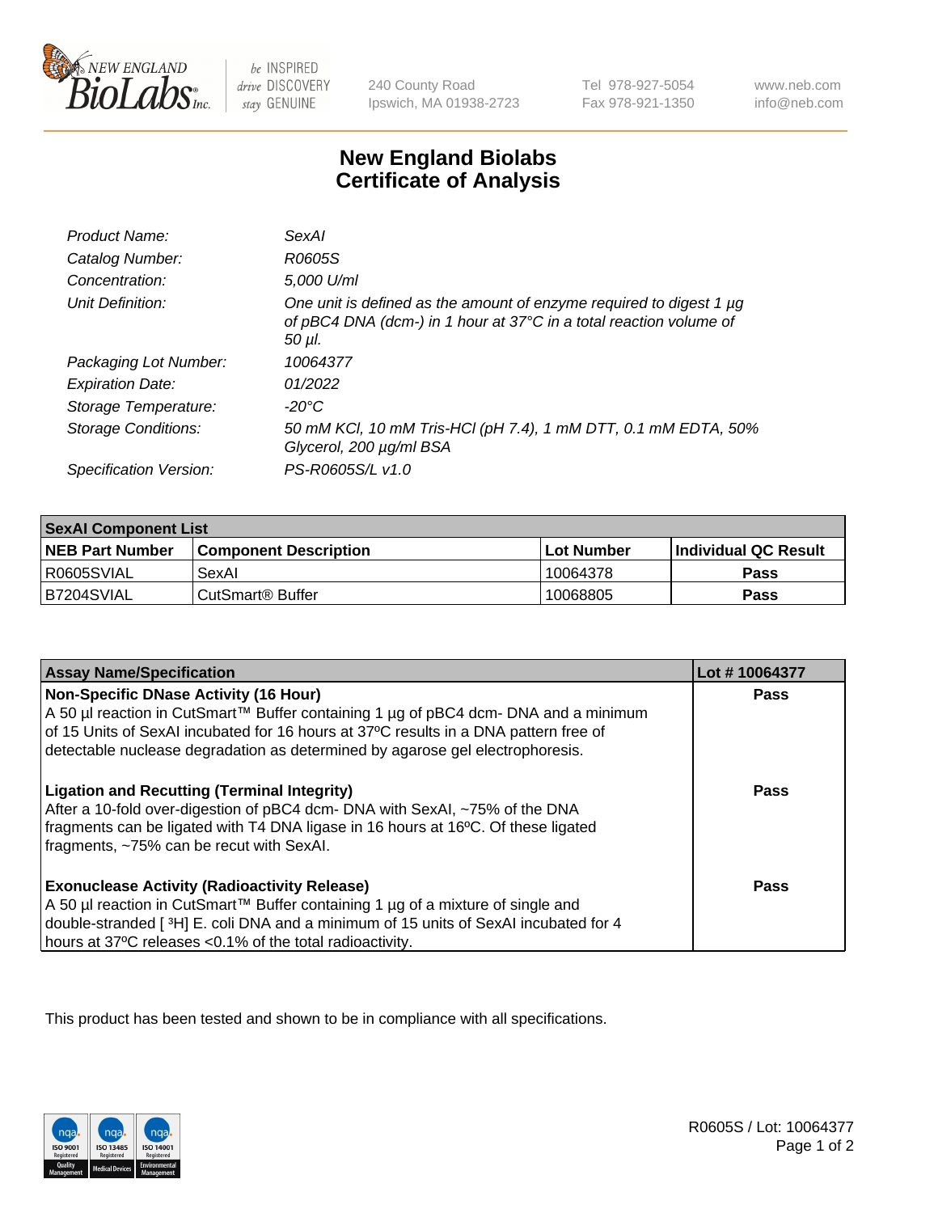New England BioLabs Inc. — be INSPIRED drive DISCOVERY stay GENUINE

240 County Road
Ipswich, MA 01938-2723

Tel 978-927-5054
Fax 978-921-1350

www.neb.com
info@neb.com

# New England Biolabs
# Certificate of Analysis

| | |
|---|---|
| *Product Name:* | *SexAI* |
| *Catalog Number:* | *R0605S* |
| *Concentration:* | *5,000 U/ml* |
| *Unit Definition:* | *One unit is defined as the amount of enzyme required to digest 1 µg of pBC4 DNA (dcm-) in 1 hour at 37°C in a total reaction volume of 50 µl.* |
| *Packaging Lot Number:* | *10064377* |
| *Expiration Date:* | *01/2022* |
| *Storage Temperature:* | *-20°C* |
| *Storage Conditions:* | *50 mM KCl, 10 mM Tris-HCl (pH 7.4), 1 mM DTT, 0.1 mM EDTA, 50% Glycerol, 200 µg/ml BSA* |
| *Specification Version:* | *PS-R0605S/L v1.0* |

**SexAI Component List**

| NEB Part Number | Component Description | Lot Number | Individual QC Result |
|---|---|---|---|
| R0605SVIAL | SexAI | 10064378 | **Pass** |
| B7204SVIAL | CutSmart® Buffer | 10068805 | **Pass** |

| Assay Name/Specification | Lot # 10064377 |
|---|---|
| **Non-Specific DNase Activity (16 Hour)**<br>A 50 µl reaction in CutSmart™ Buffer containing 1 µg of pBC4 dcm- DNA and a minimum of 15 Units of SexAI incubated for 16 hours at 37ºC results in a DNA pattern free of detectable nuclease degradation as determined by agarose gel electrophoresis. | **Pass** |
| **Ligation and Recutting (Terminal Integrity)**<br>After a 10-fold over-digestion of pBC4 dcm- DNA with SexAI, ~75% of the DNA fragments can be ligated with T4 DNA ligase in 16 hours at 16ºC. Of these ligated fragments, ~75% can be recut with SexAI. | **Pass** |
| **Exonuclease Activity (Radioactivity Release)**<br>A 50 µl reaction in CutSmart™ Buffer containing 1 µg of a mixture of single and double-stranded [ $^3$H] E. coli DNA and a minimum of 15 units of SexAI incubated for 4 hours at 37ºC releases <0.1% of the total radioactivity. | **Pass** |

This product has been tested and shown to be in compliance with all specifications.

R0605S / Lot: 10064377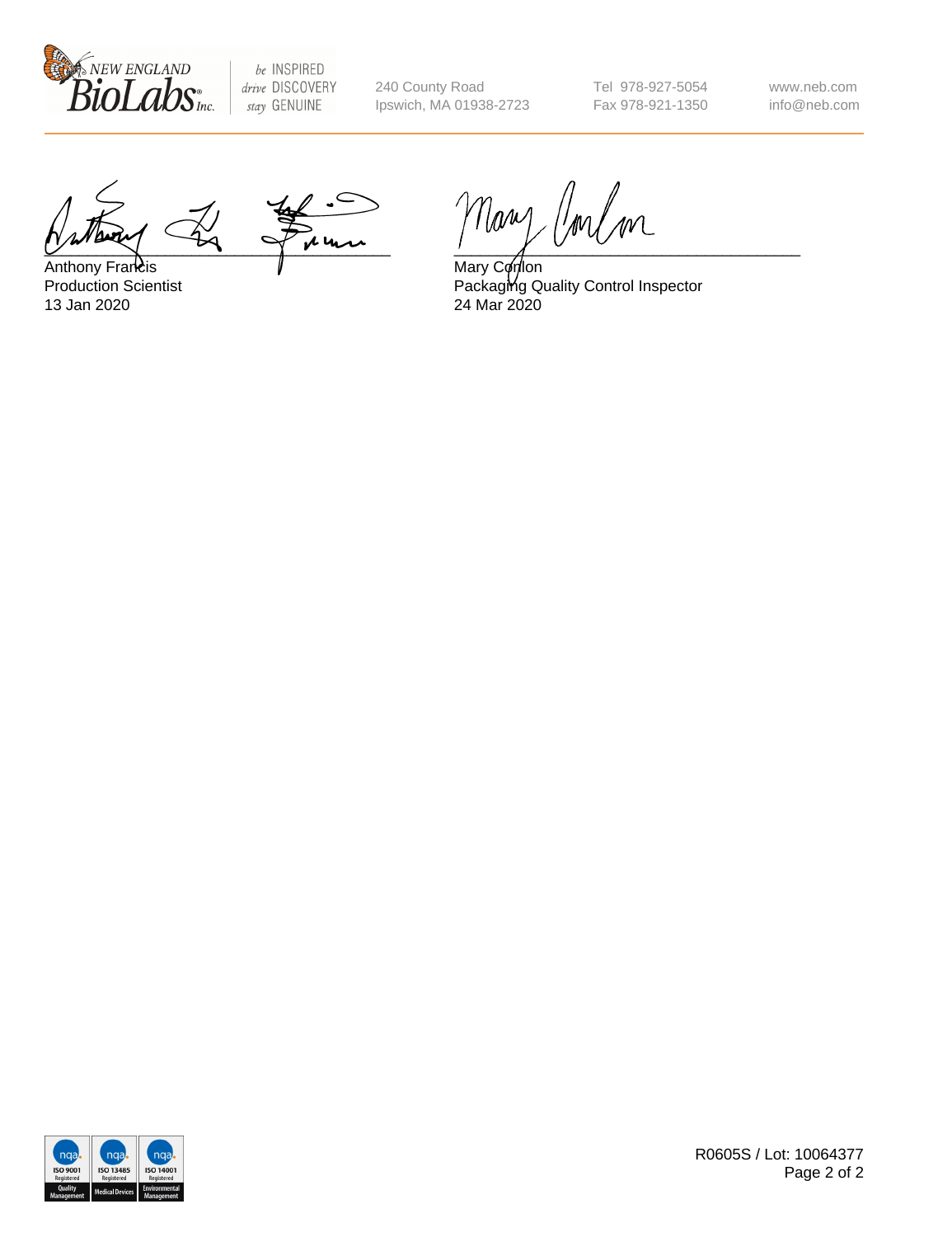be INSPIRED
drive DISCOVERY
stay GENUINE

240 County Road
Ipswich, MA 01938-2723

Tel 978-927-5054
Fax 978-921-1350

www.neb.com
info@neb.com

Anthony Francis
Production Scientist
13 Jan 2020

Mary Conlon
Packaging Quality Control Inspector
24 Mar 2020

ISO 9001 Registered Quality Management
ISO 13485 Registered Medical Devices
ISO 14001 Registered Environmental Management

R0605S / Lot: 10064377